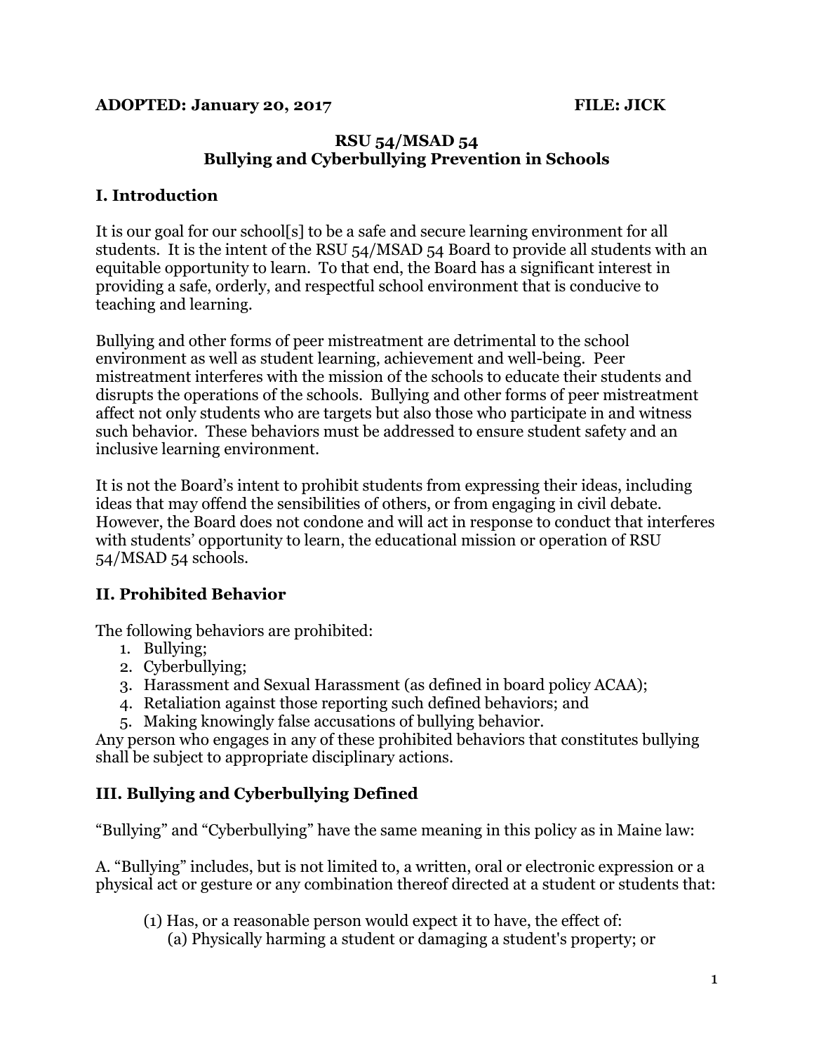**ADOPTED: January 20, 2017** **FILE: JICK**

# RSU 54/MSAD 54
# Bullying and Cyberbullying Prevention in Schools

## I. Introduction

It is our goal for our school[s] to be a safe and secure learning environment for all students. It is the intent of the RSU 54/MSAD 54 Board to provide all students with an equitable opportunity to learn. To that end, the Board has a significant interest in providing a safe, orderly, and respectful school environment that is conducive to teaching and learning.

Bullying and other forms of peer mistreatment are detrimental to the school environment as well as student learning, achievement and well-being. Peer mistreatment interferes with the mission of the schools to educate their students and disrupts the operations of the schools. Bullying and other forms of peer mistreatment affect not only students who are targets but also those who participate in and witness such behavior. These behaviors must be addressed to ensure student safety and an inclusive learning environment.

It is not the Board's intent to prohibit students from expressing their ideas, including ideas that may offend the sensibilities of others, or from engaging in civil debate. However, the Board does not condone and will act in response to conduct that interferes with students' opportunity to learn, the educational mission or operation of RSU 54/MSAD 54 schools.

## II. Prohibited Behavior

The following behaviors are prohibited:

1. Bullying;
2. Cyberbullying;
3. Harassment and Sexual Harassment (as defined in board policy ACAA);
4. Retaliation against those reporting such defined behaviors; and
5. Making knowingly false accusations of bullying behavior.

Any person who engages in any of these prohibited behaviors that constitutes bullying shall be subject to appropriate disciplinary actions.

## III. Bullying and Cyberbullying Defined

"Bullying" and "Cyberbullying" have the same meaning in this policy as in Maine law:

A. "Bullying" includes, but is not limited to, a written, oral or electronic expression or a physical act or gesture or any combination thereof directed at a student or students that:

(1) Has, or a reasonable person would expect it to have, the effect of:
(a) Physically harming a student or damaging a student's property; or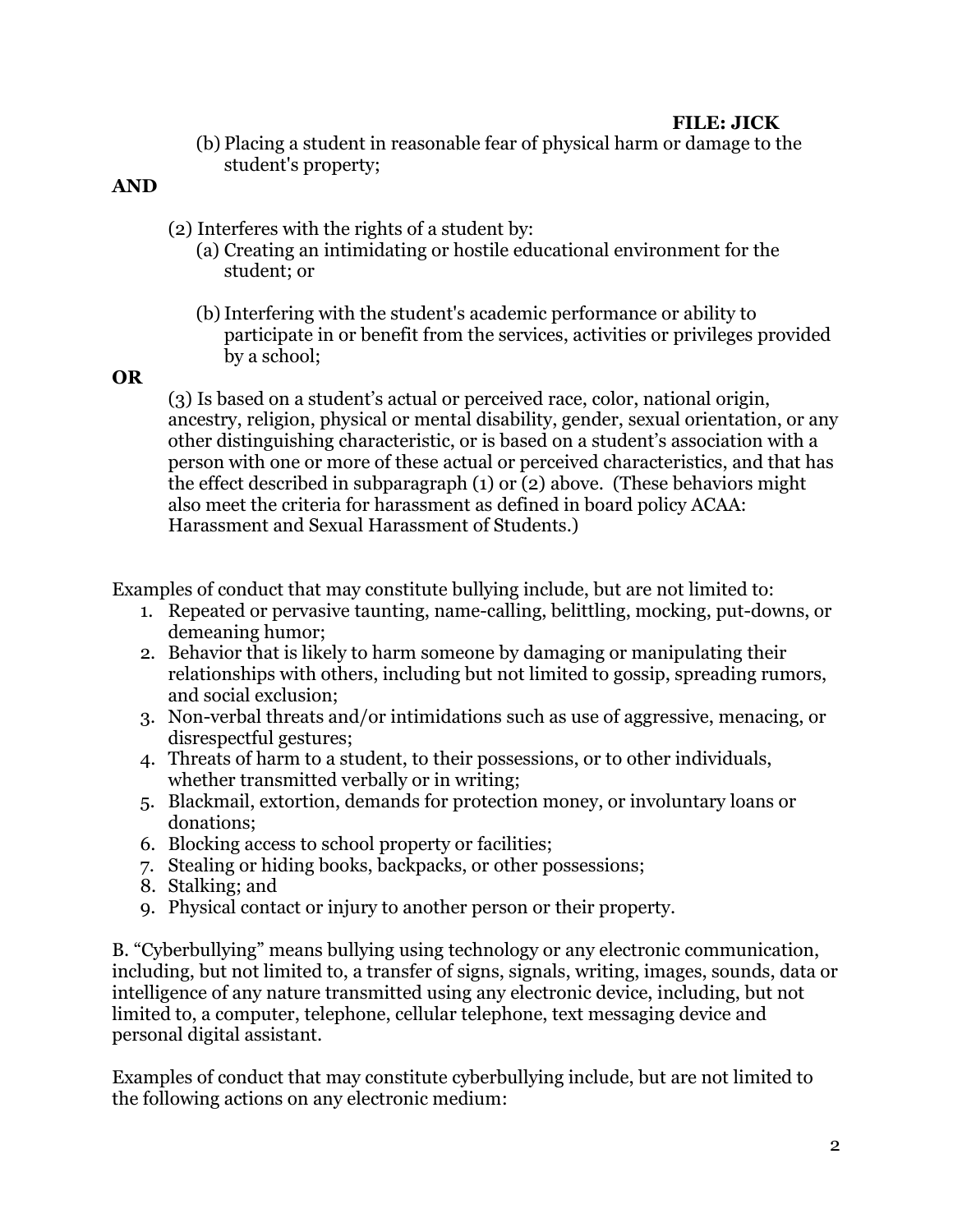(b) Placing a student in reasonable fear of physical harm or damage to the student's property;

**AND**

(2) Interferes with the rights of a student by:

(a) Creating an intimidating or hostile educational environment for the student; or

(b) Interfering with the student's academic performance or ability to participate in or benefit from the services, activities or privileges provided by a school;

**OR**

(3) Is based on a student's actual or perceived race, color, national origin, ancestry, religion, physical or mental disability, gender, sexual orientation, or any other distinguishing characteristic, or is based on a student's association with a person with one or more of these actual or perceived characteristics, and that has the effect described in subparagraph (1) or (2) above. (These behaviors might also meet the criteria for harassment as defined in board policy ACAA: Harassment and Sexual Harassment of Students.)

Examples of conduct that may constitute bullying include, but are not limited to:

1. Repeated or pervasive taunting, name-calling, belittling, mocking, put-downs, or demeaning humor;
2. Behavior that is likely to harm someone by damaging or manipulating their relationships with others, including but not limited to gossip, spreading rumors, and social exclusion;
3. Non-verbal threats and/or intimidations such as use of aggressive, menacing, or disrespectful gestures;
4. Threats of harm to a student, to their possessions, or to other individuals, whether transmitted verbally or in writing;
5. Blackmail, extortion, demands for protection money, or involuntary loans or donations;
6. Blocking access to school property or facilities;
7. Stealing or hiding books, backpacks, or other possessions;
8. Stalking; and
9. Physical contact or injury to another person or their property.

B. "Cyberbullying" means bullying using technology or any electronic communication, including, but not limited to, a transfer of signs, signals, writing, images, sounds, data or intelligence of any nature transmitted using any electronic device, including, but not limited to, a computer, telephone, cellular telephone, text messaging device and personal digital assistant.

Examples of conduct that may constitute cyberbullying include, but are not limited to the following actions on any electronic medium: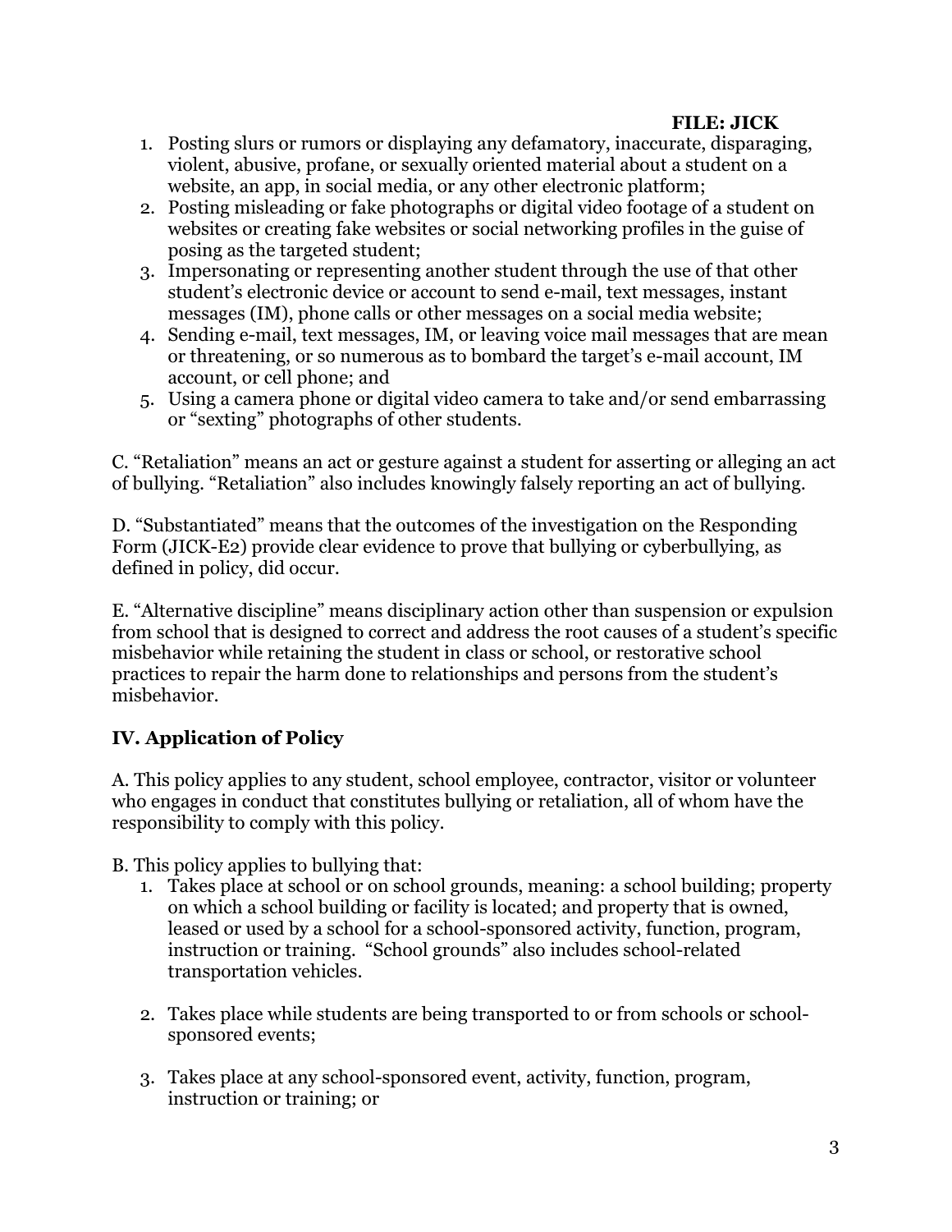1. Posting slurs or rumors or displaying any defamatory, inaccurate, disparaging, violent, abusive, profane, or sexually oriented material about a student on a website, an app, in social media, or any other electronic platform;
2. Posting misleading or fake photographs or digital video footage of a student on websites or creating fake websites or social networking profiles in the guise of posing as the targeted student;
3. Impersonating or representing another student through the use of that other student's electronic device or account to send e-mail, text messages, instant messages (IM), phone calls or other messages on a social media website;
4. Sending e-mail, text messages, IM, or leaving voice mail messages that are mean or threatening, or so numerous as to bombard the target's e-mail account, IM account, or cell phone; and
5. Using a camera phone or digital video camera to take and/or send embarrassing or "sexting" photographs of other students.

C. "Retaliation" means an act or gesture against a student for asserting or alleging an act of bullying. "Retaliation" also includes knowingly falsely reporting an act of bullying.

D. "Substantiated" means that the outcomes of the investigation on the Responding Form (JICK-E2) provide clear evidence to prove that bullying or cyberbullying, as defined in policy, did occur.

E. "Alternative discipline" means disciplinary action other than suspension or expulsion from school that is designed to correct and address the root causes of a student's specific misbehavior while retaining the student in class or school, or restorative school practices to repair the harm done to relationships and persons from the student's misbehavior.

## IV. Application of Policy

A. This policy applies to any student, school employee, contractor, visitor or volunteer who engages in conduct that constitutes bullying or retaliation, all of whom have the responsibility to comply with this policy.

B. This policy applies to bullying that:

1. Takes place at school or on school grounds, meaning: a school building; property on which a school building or facility is located; and property that is owned, leased or used by a school for a school-sponsored activity, function, program, instruction or training. "School grounds" also includes school-related transportation vehicles.
2. Takes place while students are being transported to or from schools or school-sponsored events;
3. Takes place at any school-sponsored event, activity, function, program, instruction or training; or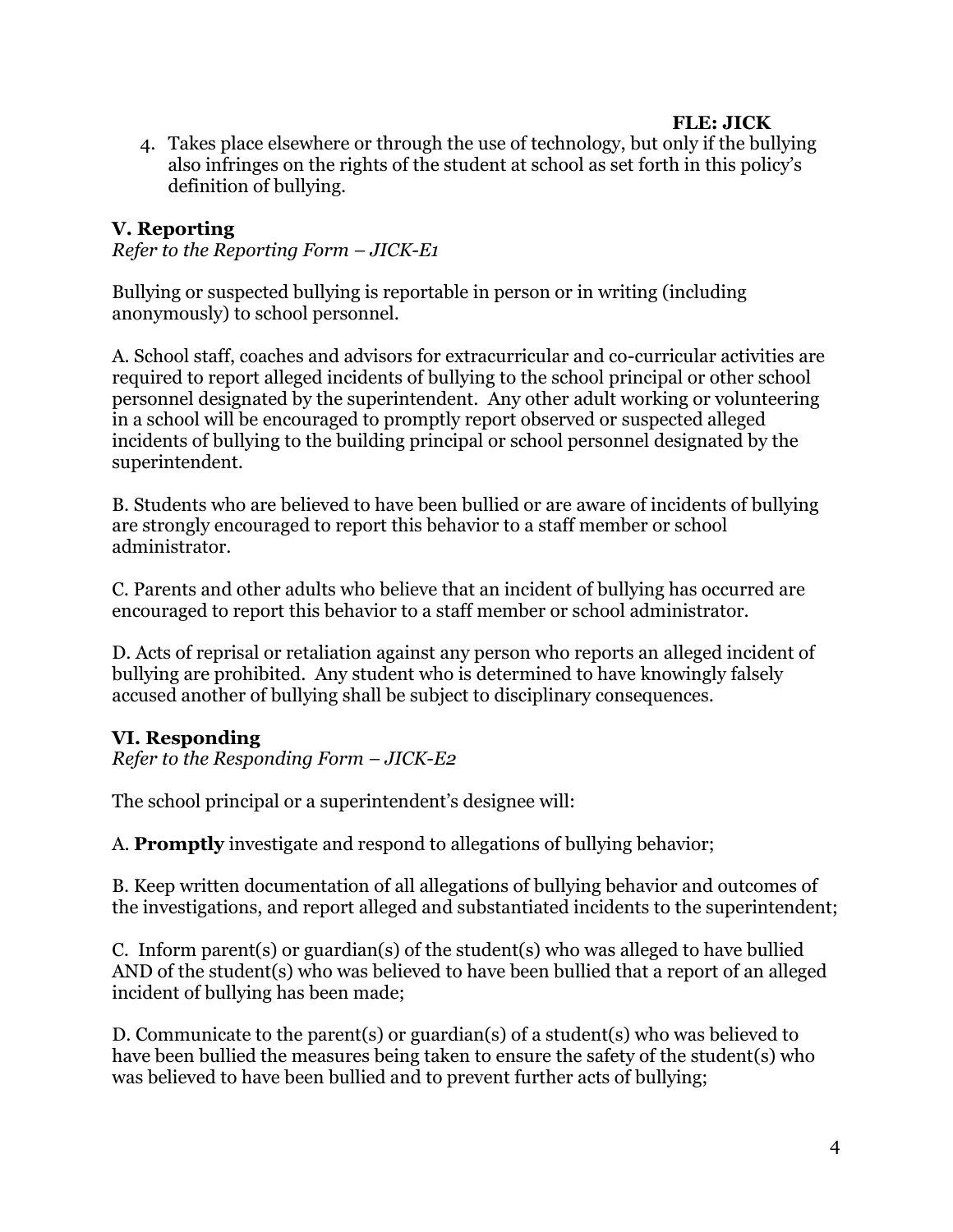4. Takes place elsewhere or through the use of technology, but only if the bullying also infringes on the rights of the student at school as set forth in this policy's definition of bullying.

## V. Reporting

*Refer to the Reporting Form – JICK-E1*

Bullying or suspected bullying is reportable in person or in writing (including anonymously) to school personnel.

A. School staff, coaches and advisors for extracurricular and co-curricular activities are required to report alleged incidents of bullying to the school principal or other school personnel designated by the superintendent. Any other adult working or volunteering in a school will be encouraged to promptly report observed or suspected alleged incidents of bullying to the building principal or school personnel designated by the superintendent.

B. Students who are believed to have been bullied or are aware of incidents of bullying are strongly encouraged to report this behavior to a staff member or school administrator.

C. Parents and other adults who believe that an incident of bullying has occurred are encouraged to report this behavior to a staff member or school administrator.

D. Acts of reprisal or retaliation against any person who reports an alleged incident of bullying are prohibited. Any student who is determined to have knowingly falsely accused another of bullying shall be subject to disciplinary consequences.

## VI. Responding

*Refer to the Responding Form – JICK-E2*

The school principal or a superintendent's designee will:

A. **Promptly** investigate and respond to allegations of bullying behavior;

B. Keep written documentation of all allegations of bullying behavior and outcomes of the investigations, and report alleged and substantiated incidents to the superintendent;

C. Inform parent(s) or guardian(s) of the student(s) who was alleged to have bullied AND of the student(s) who was believed to have been bullied that a report of an alleged incident of bullying has been made;

D. Communicate to the parent(s) or guardian(s) of a student(s) who was believed to have been bullied the measures being taken to ensure the safety of the student(s) who was believed to have been bullied and to prevent further acts of bullying;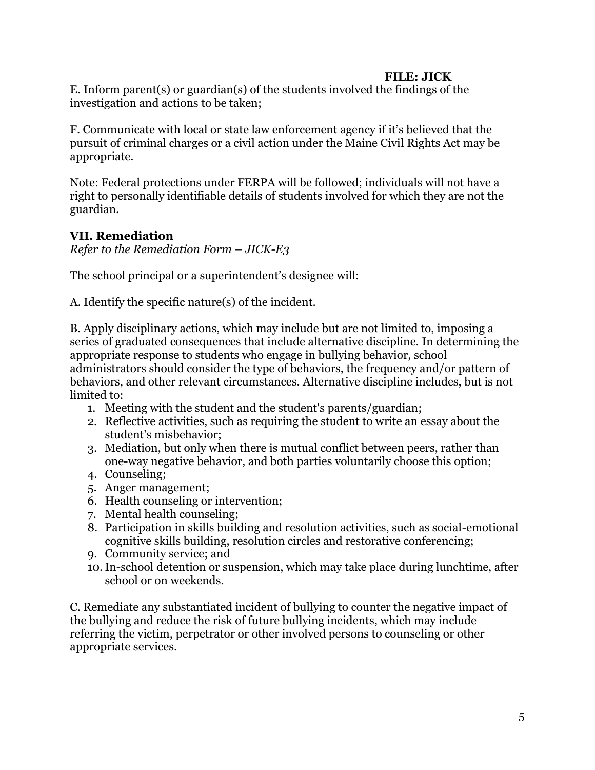E. Inform parent(s) or guardian(s) of the students involved the findings of the investigation and actions to be taken;

F. Communicate with local or state law enforcement agency if it's believed that the pursuit of criminal charges or a civil action under the Maine Civil Rights Act may be appropriate.

Note: Federal protections under FERPA will be followed; individuals will not have a right to personally identifiable details of students involved for which they are not the guardian.

## VII. Remediation

*Refer to the Remediation Form – JICK-E3*

The school principal or a superintendent's designee will:

A. Identify the specific nature(s) of the incident.

B. Apply disciplinary actions, which may include but are not limited to, imposing a series of graduated consequences that include alternative discipline. In determining the appropriate response to students who engage in bullying behavior, school administrators should consider the type of behaviors, the frequency and/or pattern of behaviors, and other relevant circumstances. Alternative discipline includes, but is not limited to:

1. Meeting with the student and the student's parents/guardian;
2. Reflective activities, such as requiring the student to write an essay about the student's misbehavior;
3. Mediation, but only when there is mutual conflict between peers, rather than one-way negative behavior, and both parties voluntarily choose this option;
4. Counseling;
5. Anger management;
6. Health counseling or intervention;
7. Mental health counseling;
8. Participation in skills building and resolution activities, such as social-emotional cognitive skills building, resolution circles and restorative conferencing;
9. Community service; and
10. In-school detention or suspension, which may take place during lunchtime, after school or on weekends.

C. Remediate any substantiated incident of bullying to counter the negative impact of the bullying and reduce the risk of future bullying incidents, which may include referring the victim, perpetrator or other involved persons to counseling or other appropriate services.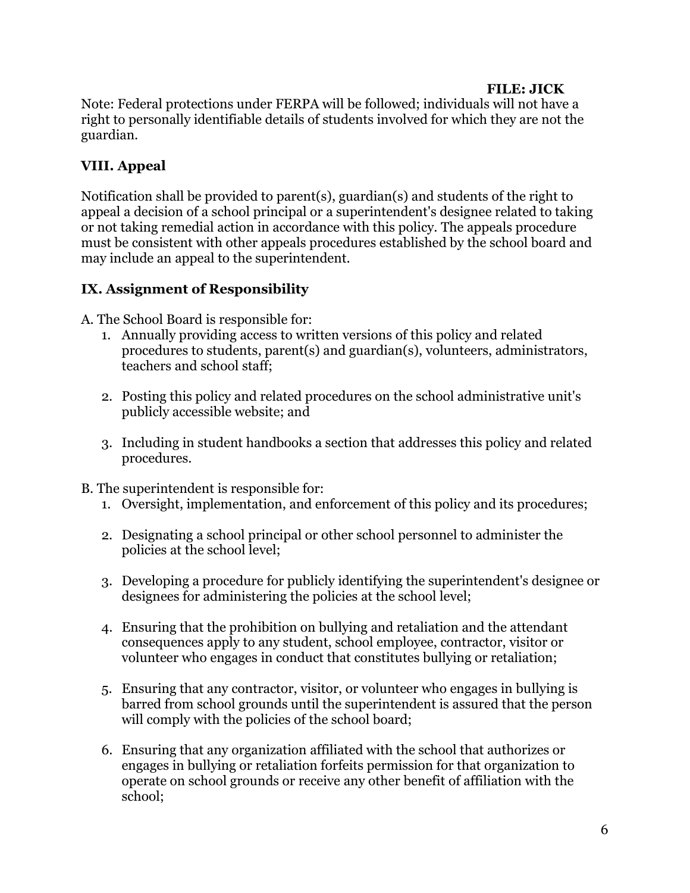Note: Federal protections under FERPA will be followed; individuals will not have a right to personally identifiable details of students involved for which they are not the guardian.

## VIII. Appeal

Notification shall be provided to parent(s), guardian(s) and students of the right to appeal a decision of a school principal or a superintendent's designee related to taking or not taking remedial action in accordance with this policy. The appeals procedure must be consistent with other appeals procedures established by the school board and may include an appeal to the superintendent.

## IX. Assignment of Responsibility

A. The School Board is responsible for:

1. Annually providing access to written versions of this policy and related procedures to students, parent(s) and guardian(s), volunteers, administrators, teachers and school staff;
2. Posting this policy and related procedures on the school administrative unit's publicly accessible website; and
3. Including in student handbooks a section that addresses this policy and related procedures.

B. The superintendent is responsible for:

1. Oversight, implementation, and enforcement of this policy and its procedures;
2. Designating a school principal or other school personnel to administer the policies at the school level;
3. Developing a procedure for publicly identifying the superintendent's designee or designees for administering the policies at the school level;
4. Ensuring that the prohibition on bullying and retaliation and the attendant consequences apply to any student, school employee, contractor, visitor or volunteer who engages in conduct that constitutes bullying or retaliation;
5. Ensuring that any contractor, visitor, or volunteer who engages in bullying is barred from school grounds until the superintendent is assured that the person will comply with the policies of the school board;
6. Ensuring that any organization affiliated with the school that authorizes or engages in bullying or retaliation forfeits permission for that organization to operate on school grounds or receive any other benefit of affiliation with the school;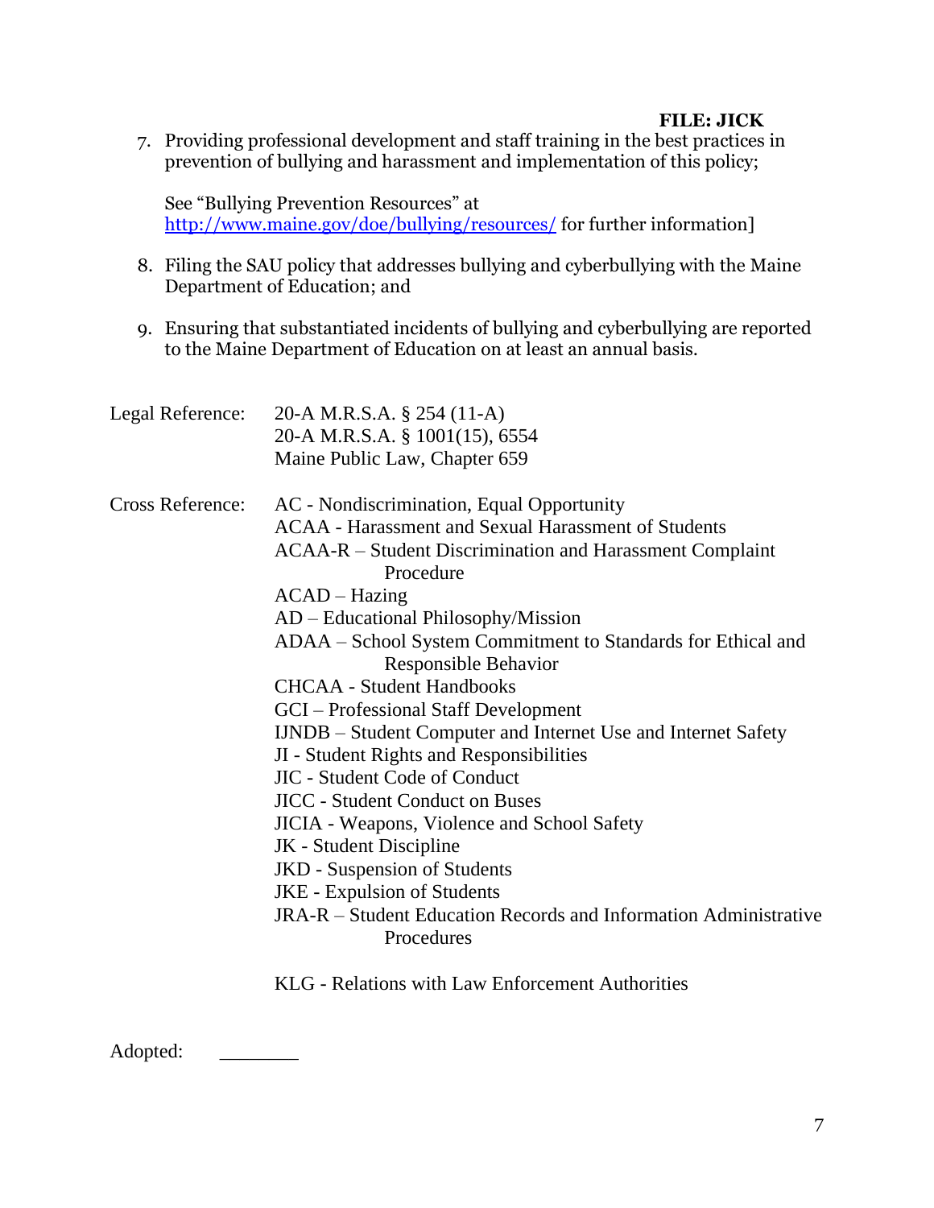**FILE: JICK**

7. Providing professional development and staff training in the best practices in prevention of bullying and harassment and implementation of this policy;

   See "Bullying Prevention Resources" at http://www.maine.gov/doe/bullying/resources/ for further information]

8. Filing the SAU policy that addresses bullying and cyberbullying with the Maine Department of Education; and

9. Ensuring that substantiated incidents of bullying and cyberbullying are reported to the Maine Department of Education on at least an annual basis.

Legal Reference: 20-A M.R.S.A. § 254 (11-A)
20-A M.R.S.A. § 1001(15), 6554
Maine Public Law, Chapter 659

Cross Reference: AC - Nondiscrimination, Equal Opportunity
ACAA - Harassment and Sexual Harassment of Students
ACAA-R – Student Discrimination and Harassment Complaint Procedure
ACAD – Hazing
AD – Educational Philosophy/Mission
ADAA – School System Commitment to Standards for Ethical and Responsible Behavior
CHCAA - Student Handbooks
GCI – Professional Staff Development
IJNDB – Student Computer and Internet Use and Internet Safety
JI - Student Rights and Responsibilities
JIC - Student Code of Conduct
JICC - Student Conduct on Buses
JICIA - Weapons, Violence and School Safety
JK - Student Discipline
JKD - Suspension of Students
JKE - Expulsion of Students
JRA-R – Student Education Records and Information Administrative Procedures

KLG - Relations with Law Enforcement Authorities

Adopted: ________